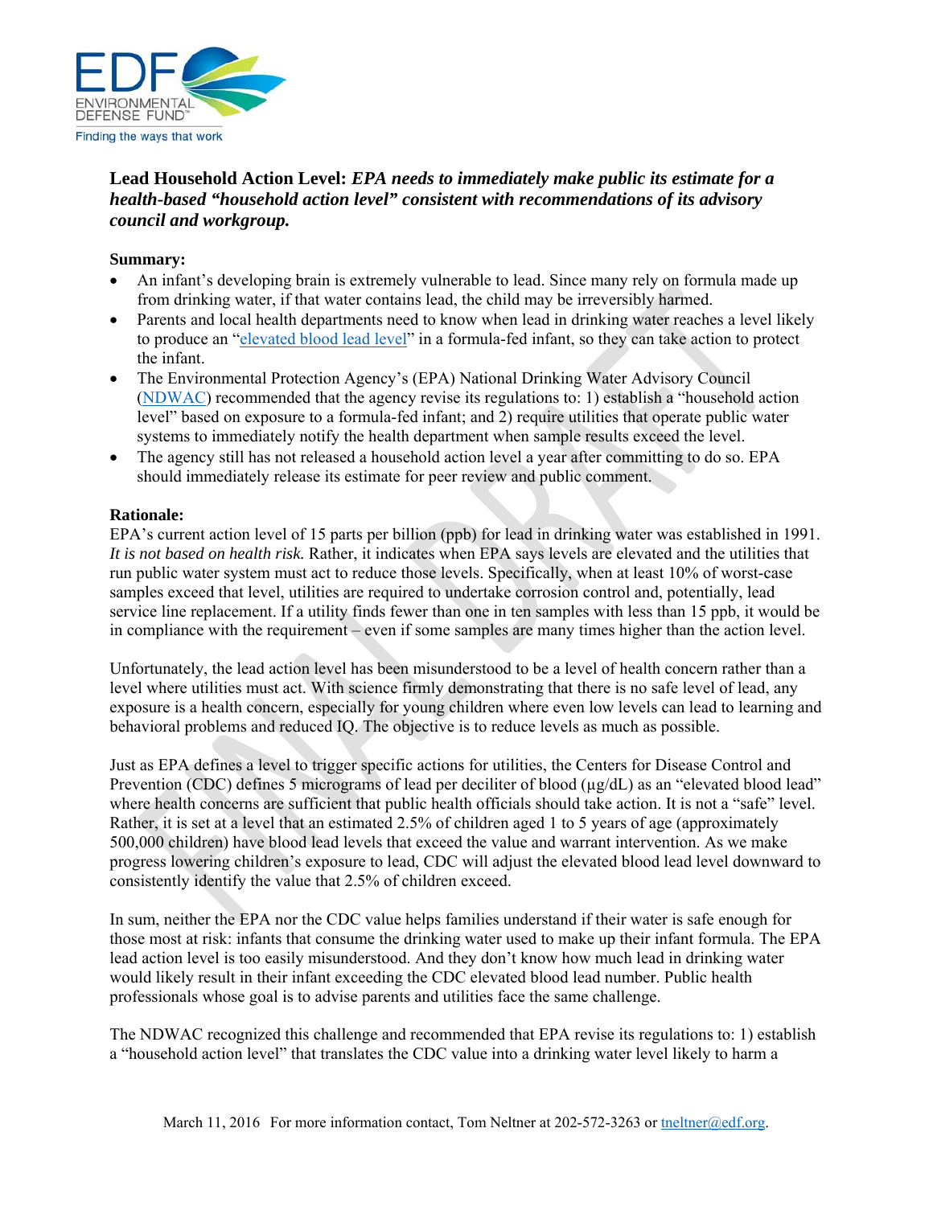**Lead Household Action Level:** ***EPA needs to immediately make public its estimate for a health-based "household action level" consistent with recommendations of its advisory council and workgroup.***

**Summary:**

- An infant's developing brain is extremely vulnerable to lead. Since many rely on formula made up from drinking water, if that water contains lead, the child may be irreversibly harmed.
- Parents and local health departments need to know when lead in drinking water reaches a level likely to produce an "elevated blood lead level" in a formula-fed infant, so they can take action to protect the infant.
- The Environmental Protection Agency's (EPA) National Drinking Water Advisory Council (NDWAC) recommended that the agency revise its regulations to: 1) establish a "household action level" based on exposure to a formula-fed infant; and 2) require utilities that operate public water systems to immediately notify the health department when sample results exceed the level.
- The agency still has not released a household action level a year after committing to do so. EPA should immediately release its estimate for peer review and public comment.

**Rationale:**

EPA's current action level of 15 parts per billion (ppb) for lead in drinking water was established in 1991. *It is not based on health risk.* Rather, it indicates when EPA says levels are elevated and the utilities that run public water system must act to reduce those levels. Specifically, when at least 10% of worst-case samples exceed that level, utilities are required to undertake corrosion control and, potentially, lead service line replacement. If a utility finds fewer than one in ten samples with less than 15 ppb, it would be in compliance with the requirement – even if some samples are many times higher than the action level.

Unfortunately, the lead action level has been misunderstood to be a level of health concern rather than a level where utilities must act. With science firmly demonstrating that there is no safe level of lead, any exposure is a health concern, especially for young children where even low levels can lead to learning and behavioral problems and reduced IQ. The objective is to reduce levels as much as possible.

Just as EPA defines a level to trigger specific actions for utilities, the Centers for Disease Control and Prevention (CDC) defines 5 micrograms of lead per deciliter of blood (µg/dL) as an "elevated blood lead" where health concerns are sufficient that public health officials should take action. It is not a "safe" level. Rather, it is set at a level that an estimated 2.5% of children aged 1 to 5 years of age (approximately 500,000 children) have blood lead levels that exceed the value and warrant intervention. As we make progress lowering children's exposure to lead, CDC will adjust the elevated blood lead level downward to consistently identify the value that 2.5% of children exceed.

In sum, neither the EPA nor the CDC value helps families understand if their water is safe enough for those most at risk: infants that consume the drinking water used to make up their infant formula. The EPA lead action level is too easily misunderstood. And they don't know how much lead in drinking water would likely result in their infant exceeding the CDC elevated blood lead number. Public health professionals whose goal is to advise parents and utilities face the same challenge.

The NDWAC recognized this challenge and recommended that EPA revise its regulations to: 1) establish a "household action level" that translates the CDC value into a drinking water level likely to harm a

March 11, 2016 For more information contact, Tom Neltner at 202-572-3263 or tneltner@edf.org.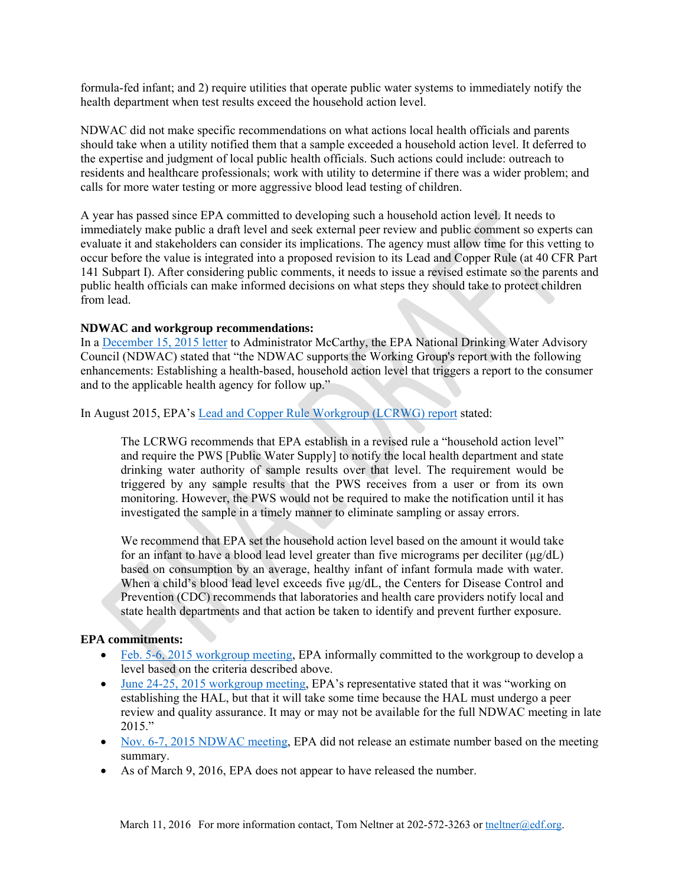formula-fed infant; and 2) require utilities that operate public water systems to immediately notify the health department when test results exceed the household action level.

NDWAC did not make specific recommendations on what actions local health officials and parents should take when a utility notified them that a sample exceeded a household action level. It deferred to the expertise and judgment of local public health officials. Such actions could include: outreach to residents and healthcare professionals; work with utility to determine if there was a wider problem; and calls for more water testing or more aggressive blood lead testing of children.

A year has passed since EPA committed to developing such a household action level. It needs to immediately make public a draft level and seek external peer review and public comment so experts can evaluate it and stakeholders can consider its implications. The agency must allow time for this vetting to occur before the value is integrated into a proposed revision to its Lead and Copper Rule (at 40 CFR Part 141 Subpart I). After considering public comments, it needs to issue a revised estimate so the parents and public health officials can make informed decisions on what steps they should take to protect children from lead.

**NDWAC and workgroup recommendations:**

In a December 15, 2015 letter to Administrator McCarthy, the EPA National Drinking Water Advisory Council (NDWAC) stated that "the NDWAC supports the Working Group's report with the following enhancements: Establishing a health-based, household action level that triggers a report to the consumer and to the applicable health agency for follow up."

In August 2015, EPA's Lead and Copper Rule Workgroup (LCRWG) report stated:

> The LCRWG recommends that EPA establish in a revised rule a "household action level" and require the PWS [Public Water Supply] to notify the local health department and state drinking water authority of sample results over that level. The requirement would be triggered by any sample results that the PWS receives from a user or from its own monitoring. However, the PWS would not be required to make the notification until it has investigated the sample in a timely manner to eliminate sampling or assay errors.
>
> We recommend that EPA set the household action level based on the amount it would take for an infant to have a blood lead level greater than five micrograms per deciliter (µg/dL) based on consumption by an average, healthy infant of infant formula made with water. When a child's blood lead level exceeds five µg/dL, the Centers for Disease Control and Prevention (CDC) recommends that laboratories and health care providers notify local and state health departments and that action be taken to identify and prevent further exposure.

**EPA commitments:**

- Feb. 5-6, 2015 workgroup meeting, EPA informally committed to the workgroup to develop a level based on the criteria described above.
- June 24-25, 2015 workgroup meeting, EPA's representative stated that it was "working on establishing the HAL, but that it will take some time because the HAL must undergo a peer review and quality assurance. It may or may not be available for the full NDWAC meeting in late 2015."
- Nov. 6-7, 2015 NDWAC meeting, EPA did not release an estimate number based on the meeting summary.
- As of March 9, 2016, EPA does not appear to have released the number.

March 11, 2016 For more information contact, Tom Neltner at 202-572-3263 or tneltner@edf.org.